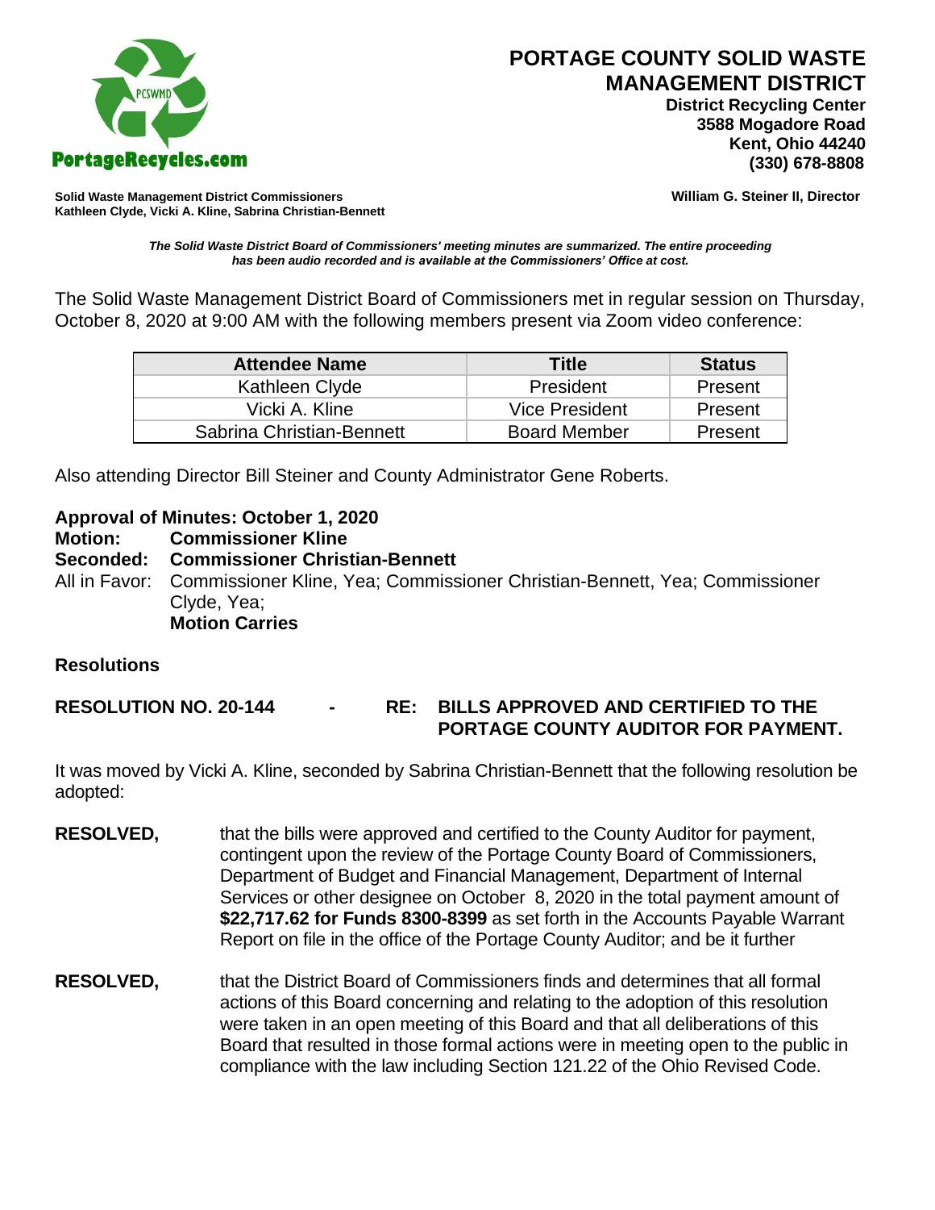# PORTAGE COUNTY SOLID WASTE MANAGEMENT DISTRICT

**District Recycling Center**
**3588 Mogadore Road**
**Kent, Ohio 44240**
**(330) 678-8808**

PortageRecycles.com

**Solid Waste Management District Commissioners**
**Kathleen Clyde, Vicki A. Kline, Sabrina Christian-Bennett**

**William G. Steiner II, Director**

***The Solid Waste District Board of Commissioners' meeting minutes are summarized. The entire proceeding has been audio recorded and is available at the Commissioners' Office at cost.***

The Solid Waste Management District Board of Commissioners met in regular session on Thursday, October 8, 2020 at 9:00 AM with the following members present via Zoom video conference:

| Attendee Name | Title | Status |
|---|---|---|
| Kathleen Clyde | President | Present |
| Vicki A. Kline | Vice President | Present |
| Sabrina Christian-Bennett | Board Member | Present |

Also attending Director Bill Steiner and County Administrator Gene Roberts.

**Approval of Minutes: October 1, 2020**
**Motion: Commissioner Kline**
**Seconded: Commissioner Christian-Bennett**
All in Favor: Commissioner Kline, Yea; Commissioner Christian-Bennett, Yea; Commissioner Clyde, Yea;
**Motion Carries**

## Resolutions

**RESOLUTION NO. 20-144 - RE: BILLS APPROVED AND CERTIFIED TO THE PORTAGE COUNTY AUDITOR FOR PAYMENT.**

It was moved by Vicki A. Kline, seconded by Sabrina Christian-Bennett that the following resolution be adopted:

**RESOLVED,** that the bills were approved and certified to the County Auditor for payment, contingent upon the review of the Portage County Board of Commissioners, Department of Budget and Financial Management, Department of Internal Services or other designee on October 8, 2020 in the total payment amount of **$22,717.62 for Funds 8300-8399** as set forth in the Accounts Payable Warrant Report on file in the office of the Portage County Auditor; and be it further

**RESOLVED,** that the District Board of Commissioners finds and determines that all formal actions of this Board concerning and relating to the adoption of this resolution were taken in an open meeting of this Board and that all deliberations of this Board that resulted in those formal actions were in meeting open to the public in compliance with the law including Section 121.22 of the Ohio Revised Code.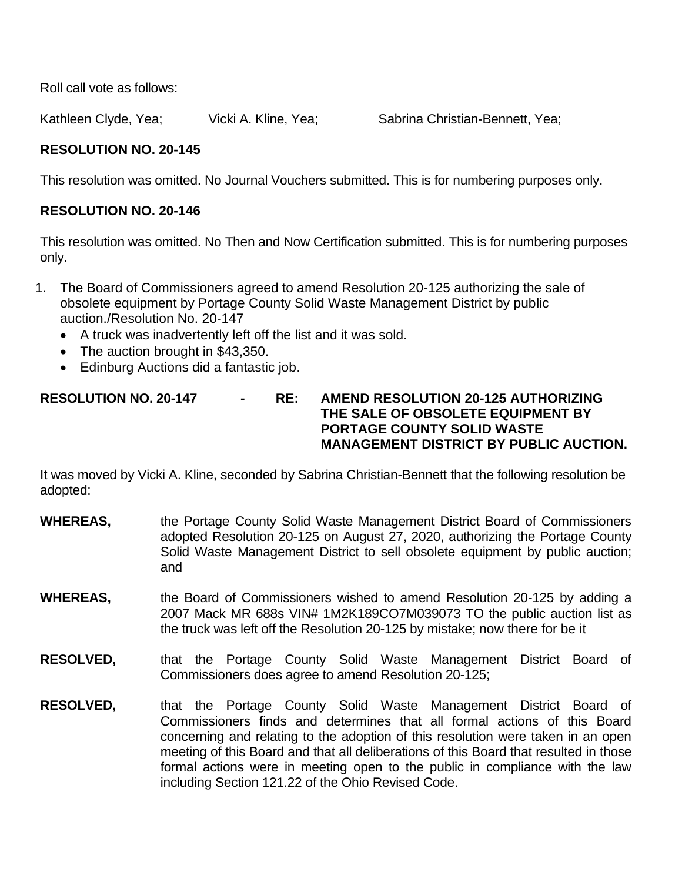Roll call vote as follows:

Kathleen Clyde, Yea; Vicki A. Kline, Yea; Sabrina Christian-Bennett, Yea;

**RESOLUTION NO. 20-145**

This resolution was omitted. No Journal Vouchers submitted. This is for numbering purposes only.

**RESOLUTION NO. 20-146**

This resolution was omitted. No Then and Now Certification submitted. This is for numbering purposes only.

1. The Board of Commissioners agreed to amend Resolution 20-125 authorizing the sale of obsolete equipment by Portage County Solid Waste Management District by public auction./Resolution No. 20-147
   - A truck was inadvertently left off the list and it was sold.
   - The auction brought in $43,350.
   - Edinburg Auctions did a fantastic job.

**RESOLUTION NO. 20-147 - RE: AMEND RESOLUTION 20-125 AUTHORIZING THE SALE OF OBSOLETE EQUIPMENT BY PORTAGE COUNTY SOLID WASTE MANAGEMENT DISTRICT BY PUBLIC AUCTION.**

It was moved by Vicki A. Kline, seconded by Sabrina Christian-Bennett that the following resolution be adopted:

**WHEREAS,** the Portage County Solid Waste Management District Board of Commissioners adopted Resolution 20-125 on August 27, 2020, authorizing the Portage County Solid Waste Management District to sell obsolete equipment by public auction; and

**WHEREAS,** the Board of Commissioners wished to amend Resolution 20-125 by adding a 2007 Mack MR 688s VIN# 1M2K189CO7M039073 TO the public auction list as the truck was left off the Resolution 20-125 by mistake; now there for be it

**RESOLVED,** that the Portage County Solid Waste Management District Board of Commissioners does agree to amend Resolution 20-125;

**RESOLVED,** that the Portage County Solid Waste Management District Board of Commissioners finds and determines that all formal actions of this Board concerning and relating to the adoption of this resolution were taken in an open meeting of this Board and that all deliberations of this Board that resulted in those formal actions were in meeting open to the public in compliance with the law including Section 121.22 of the Ohio Revised Code.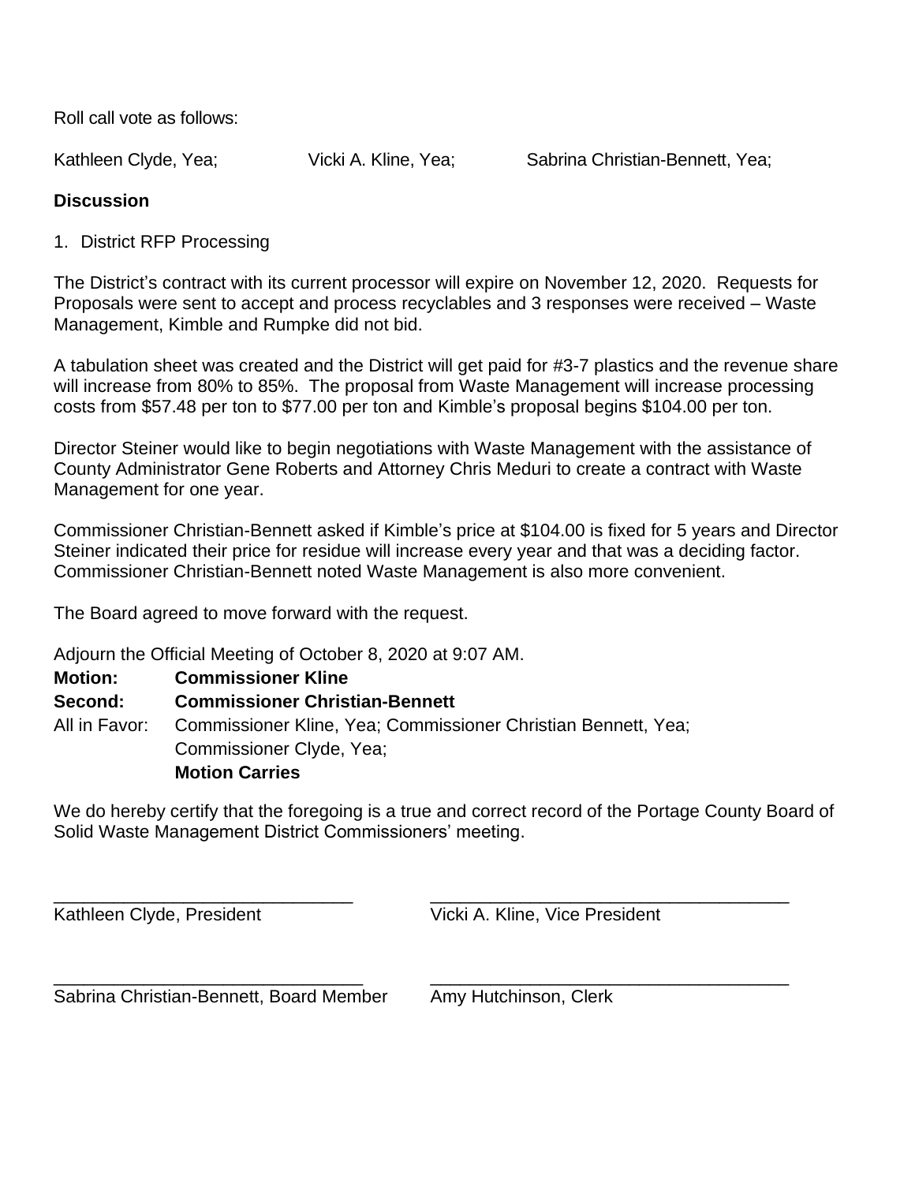Roll call vote as follows:

Kathleen Clyde, Yea; Vicki A. Kline, Yea; Sabrina Christian-Bennett, Yea;

**Discussion**

1. District RFP Processing

The District's contract with its current processor will expire on November 12, 2020. Requests for Proposals were sent to accept and process recyclables and 3 responses were received – Waste Management, Kimble and Rumpke did not bid.

A tabulation sheet was created and the District will get paid for #3-7 plastics and the revenue share will increase from 80% to 85%. The proposal from Waste Management will increase processing costs from $57.48 per ton to $77.00 per ton and Kimble's proposal begins $104.00 per ton.

Director Steiner would like to begin negotiations with Waste Management with the assistance of County Administrator Gene Roberts and Attorney Chris Meduri to create a contract with Waste Management for one year.

Commissioner Christian-Bennett asked if Kimble's price at $104.00 is fixed for 5 years and Director Steiner indicated their price for residue will increase every year and that was a deciding factor. Commissioner Christian-Bennett noted Waste Management is also more convenient.

The Board agreed to move forward with the request.

Adjourn the Official Meeting of October 8, 2020 at 9:07 AM.

**Motion:** **Commissioner Kline**

**Second:** **Commissioner Christian-Bennett**

All in Favor: Commissioner Kline, Yea; Commissioner Christian Bennett, Yea; Commissioner Clyde, Yea;

**Motion Carries**

We do hereby certify that the foregoing is a true and correct record of the Portage County Board of Solid Waste Management District Commissioners' meeting.

\_\_\_\_\_\_\_\_\_\_\_\_\_\_\_\_\_\_\_\_\_\_\_\_\_\_\_\_\_\_\_\_
Kathleen Clyde, President

\_\_\_\_\_\_\_\_\_\_\_\_\_\_\_\_\_\_\_\_\_\_\_\_\_\_\_\_\_\_\_\_
Vicki A. Kline, Vice President

\_\_\_\_\_\_\_\_\_\_\_\_\_\_\_\_\_\_\_\_\_\_\_\_\_\_\_\_\_\_\_\_
Sabrina Christian-Bennett, Board Member

\_\_\_\_\_\_\_\_\_\_\_\_\_\_\_\_\_\_\_\_\_\_\_\_\_\_\_\_\_\_\_\_
Amy Hutchinson, Clerk